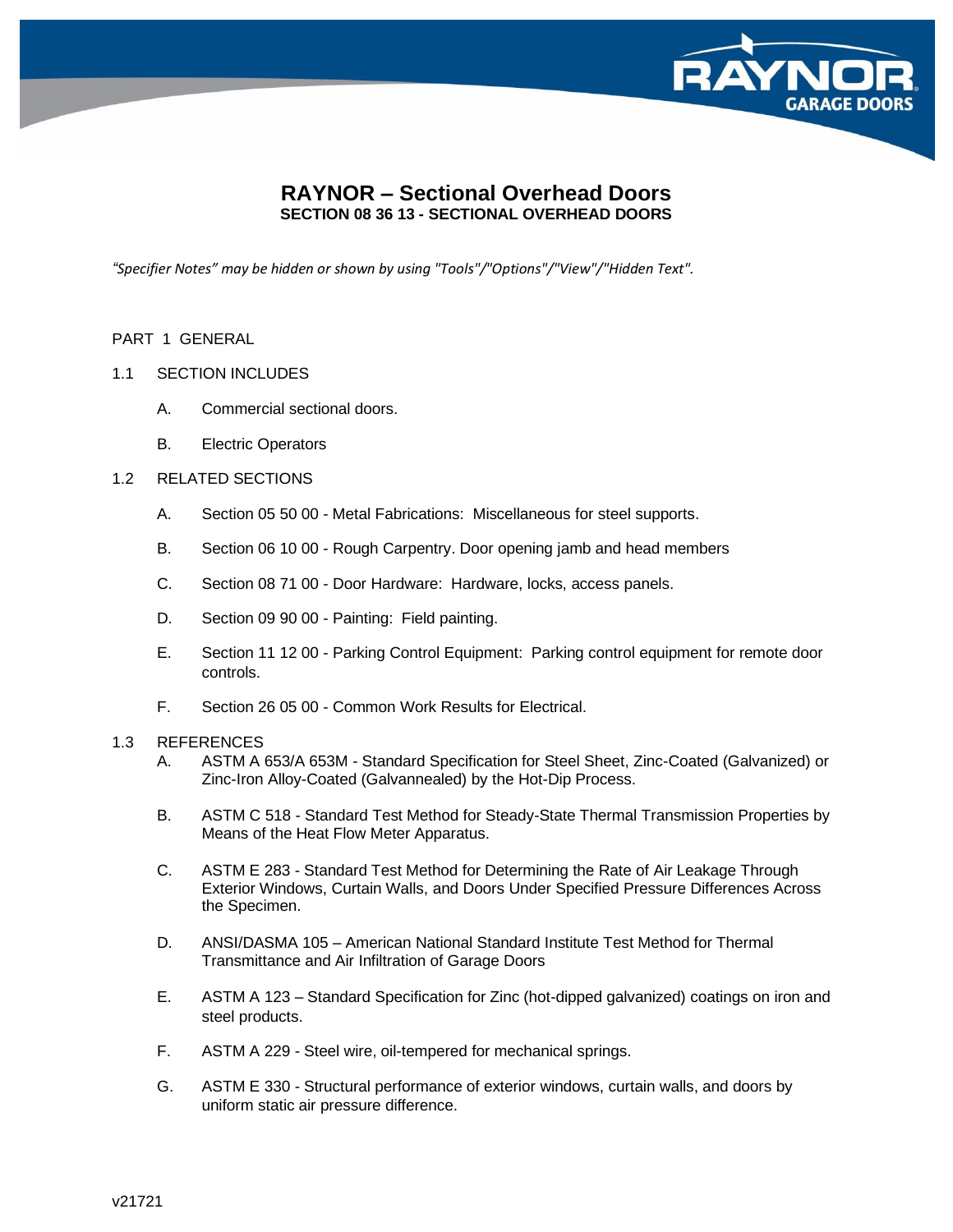# RAYNOR – Sectional Overhead Doors

**SECTION 08 36 13 - SECTIONAL OVERHEAD DOORS**

*"Specifier Notes" may be hidden or shown by using "Tools"/"Options"/"View"/"Hidden Text".*

## PART 1 GENERAL

### 1.1 SECTION INCLUDES

A. Commercial sectional doors.

B. Electric Operators

### 1.2 RELATED SECTIONS

A. Section 05 50 00 - Metal Fabrications: Miscellaneous for steel supports.

B. Section 06 10 00 - Rough Carpentry. Door opening jamb and head members

C. Section 08 71 00 - Door Hardware: Hardware, locks, access panels.

D. Section 09 90 00 - Painting: Field painting.

E. Section 11 12 00 - Parking Control Equipment: Parking control equipment for remote door controls.

F. Section 26 05 00 - Common Work Results for Electrical.

### 1.3 REFERENCES

A. ASTM A 653/A 653M - Standard Specification for Steel Sheet, Zinc-Coated (Galvanized) or Zinc-Iron Alloy-Coated (Galvannealed) by the Hot-Dip Process.

B. ASTM C 518 - Standard Test Method for Steady-State Thermal Transmission Properties by Means of the Heat Flow Meter Apparatus.

C. ASTM E 283 - Standard Test Method for Determining the Rate of Air Leakage Through Exterior Windows, Curtain Walls, and Doors Under Specified Pressure Differences Across the Specimen.

D. ANSI/DASMA 105 – American National Standard Institute Test Method for Thermal Transmittance and Air Infiltration of Garage Doors

E. ASTM A 123 – Standard Specification for Zinc (hot-dipped galvanized) coatings on iron and steel products.

F. ASTM A 229 - Steel wire, oil-tempered for mechanical springs.

G. ASTM E 330 - Structural performance of exterior windows, curtain walls, and doors by uniform static air pressure difference.

v21721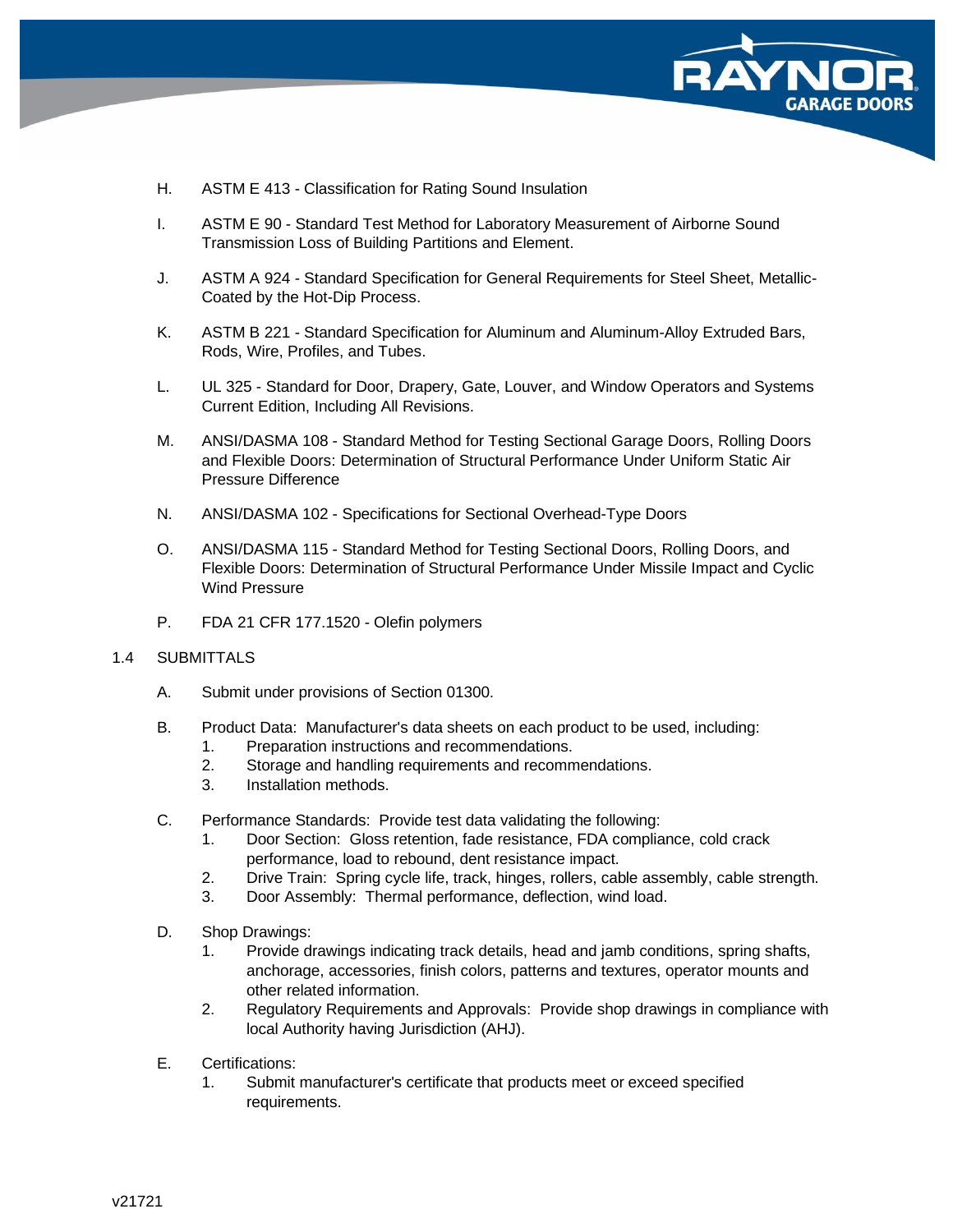H. ASTM E 413 - Classification for Rating Sound Insulation

I. ASTM E 90 - Standard Test Method for Laboratory Measurement of Airborne Sound Transmission Loss of Building Partitions and Element.

J. ASTM A 924 - Standard Specification for General Requirements for Steel Sheet, Metallic-Coated by the Hot-Dip Process.

K. ASTM B 221 - Standard Specification for Aluminum and Aluminum-Alloy Extruded Bars, Rods, Wire, Profiles, and Tubes.

L. UL 325 - Standard for Door, Drapery, Gate, Louver, and Window Operators and Systems Current Edition, Including All Revisions.

M. ANSI/DASMA 108 - Standard Method for Testing Sectional Garage Doors, Rolling Doors and Flexible Doors: Determination of Structural Performance Under Uniform Static Air Pressure Difference

N. ANSI/DASMA 102 - Specifications for Sectional Overhead-Type Doors

O. ANSI/DASMA 115 - Standard Method for Testing Sectional Doors, Rolling Doors, and Flexible Doors: Determination of Structural Performance Under Missile Impact and Cyclic Wind Pressure

P. FDA 21 CFR 177.1520 - Olefin polymers

1.4 SUBMITTALS

A. Submit under provisions of Section 01300.

B. Product Data: Manufacturer's data sheets on each product to be used, including:
   1. Preparation instructions and recommendations.
   2. Storage and handling requirements and recommendations.
   3. Installation methods.

C. Performance Standards: Provide test data validating the following:
   1. Door Section: Gloss retention, fade resistance, FDA compliance, cold crack performance, load to rebound, dent resistance impact.
   2. Drive Train: Spring cycle life, track, hinges, rollers, cable assembly, cable strength.
   3. Door Assembly: Thermal performance, deflection, wind load.

D. Shop Drawings:
   1. Provide drawings indicating track details, head and jamb conditions, spring shafts, anchorage, accessories, finish colors, patterns and textures, operator mounts and other related information.
   2. Regulatory Requirements and Approvals: Provide shop drawings in compliance with local Authority having Jurisdiction (AHJ).

E. Certifications:
   1. Submit manufacturer's certificate that products meet or exceed specified requirements.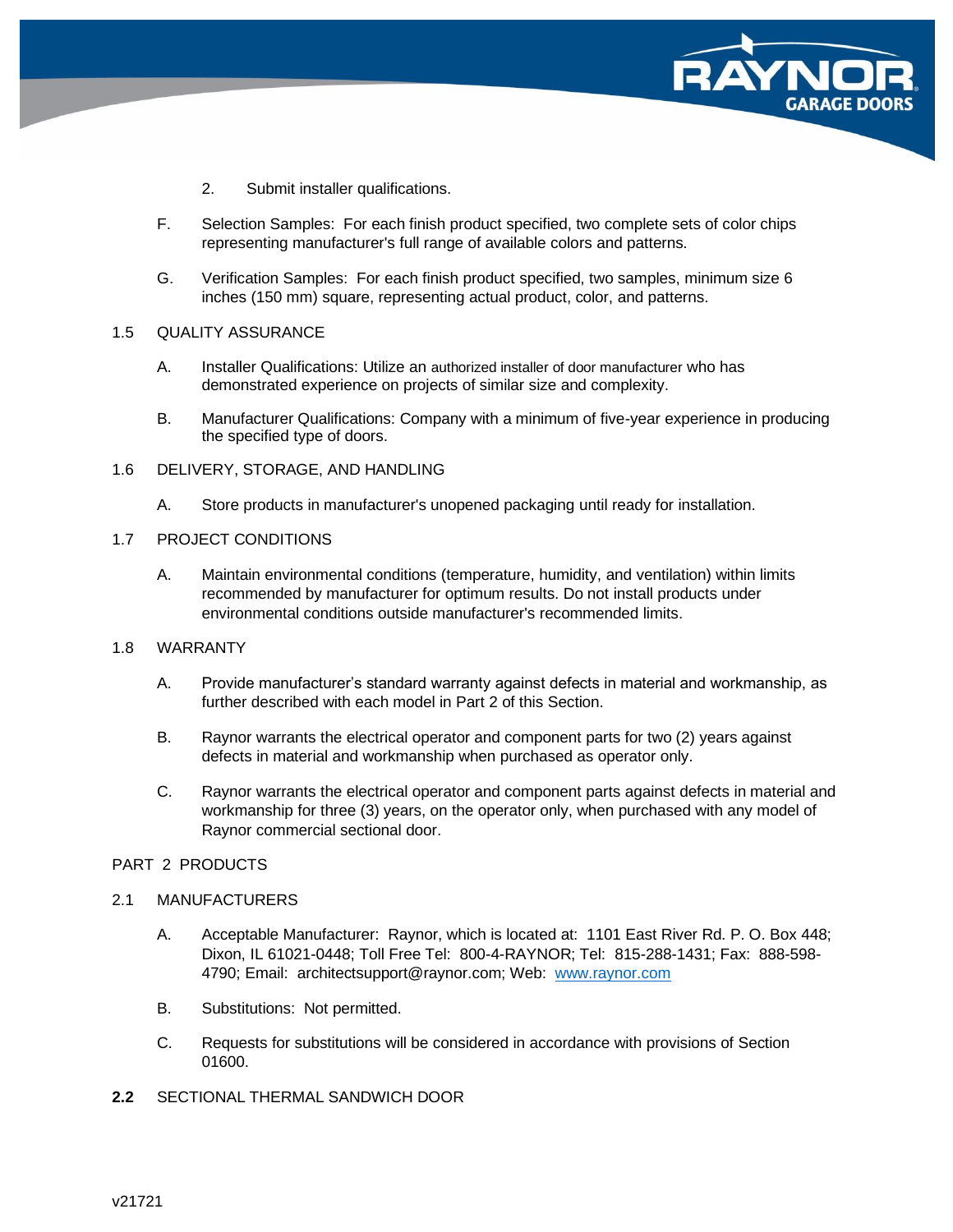2. Submit installer qualifications.

F. Selection Samples: For each finish product specified, two complete sets of color chips representing manufacturer's full range of available colors and patterns.

G. Verification Samples: For each finish product specified, two samples, minimum size 6 inches (150 mm) square, representing actual product, color, and patterns.

1.5 QUALITY ASSURANCE

A. Installer Qualifications: Utilize an authorized installer of door manufacturer who has demonstrated experience on projects of similar size and complexity.

B. Manufacturer Qualifications: Company with a minimum of five-year experience in producing the specified type of doors.

1.6 DELIVERY, STORAGE, AND HANDLING

A. Store products in manufacturer's unopened packaging until ready for installation.

1.7 PROJECT CONDITIONS

A. Maintain environmental conditions (temperature, humidity, and ventilation) within limits recommended by manufacturer for optimum results. Do not install products under environmental conditions outside manufacturer's recommended limits.

1.8 WARRANTY

A. Provide manufacturer's standard warranty against defects in material and workmanship, as further described with each model in Part 2 of this Section.

B. Raynor warrants the electrical operator and component parts for two (2) years against defects in material and workmanship when purchased as operator only.

C. Raynor warrants the electrical operator and component parts against defects in material and workmanship for three (3) years, on the operator only, when purchased with any model of Raynor commercial sectional door.

PART 2 PRODUCTS

2.1 MANUFACTURERS

A. Acceptable Manufacturer: Raynor, which is located at: 1101 East River Rd. P. O. Box 448; Dixon, IL 61021-0448; Toll Free Tel: 800-4-RAYNOR; Tel: 815-288-1431; Fax: 888-598-4790; Email: architectsupport@raynor.com; Web: [www.raynor.com](http://www.raynor.com)

B. Substitutions: Not permitted.

C. Requests for substitutions will be considered in accordance with provisions of Section 01600.

**2.2** SECTIONAL THERMAL SANDWICH DOOR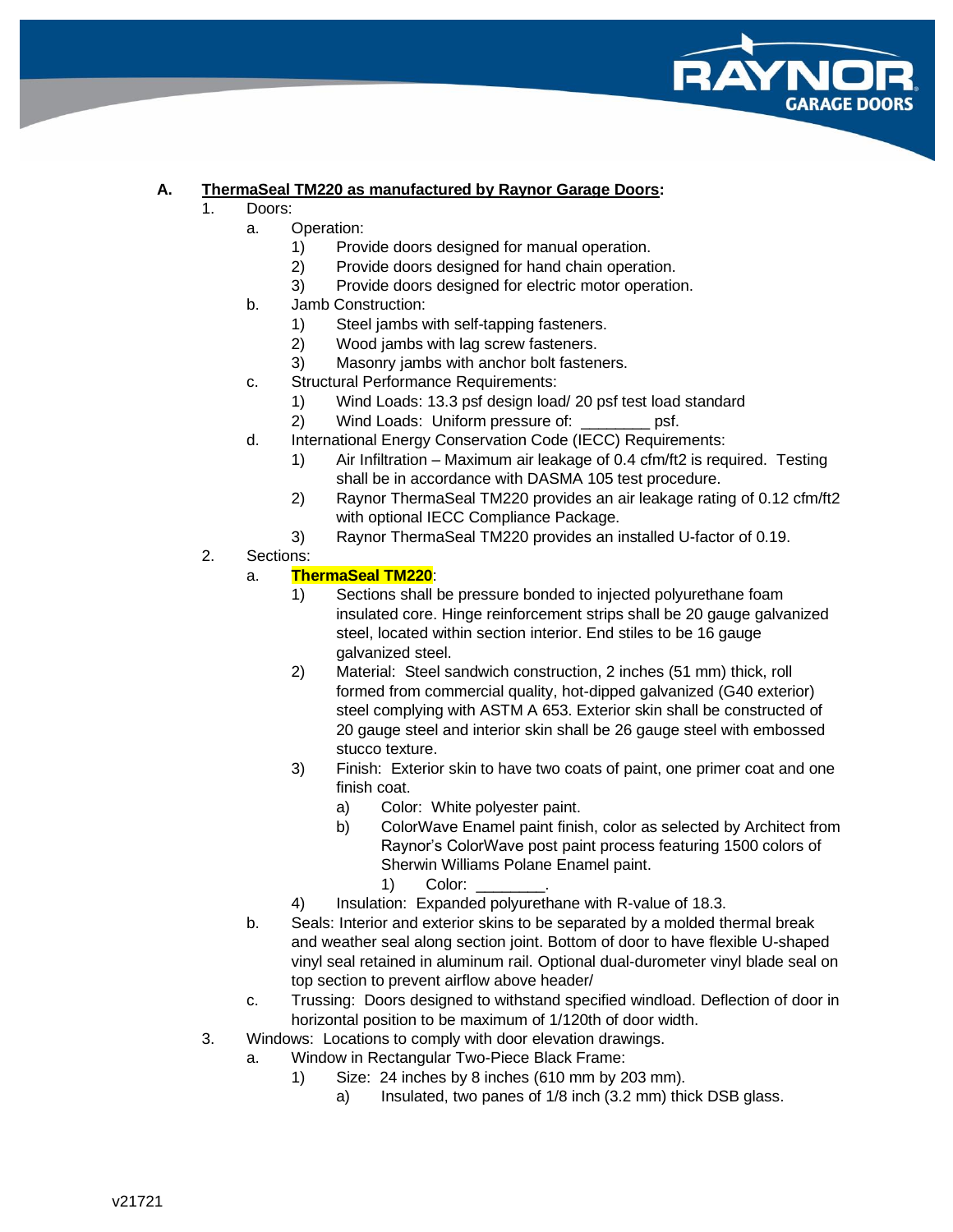**A. ThermaSeal TM220 as manufactured by Raynor Garage Doors:**

1. Doors:
   a. Operation:
      1) Provide doors designed for manual operation.
      2) Provide doors designed for hand chain operation.
      3) Provide doors designed for electric motor operation.
   b. Jamb Construction:
      1) Steel jambs with self-tapping fasteners.
      2) Wood jambs with lag screw fasteners.
      3) Masonry jambs with anchor bolt fasteners.
   c. Structural Performance Requirements:
      1) Wind Loads: 13.3 psf design load/ 20 psf test load standard
      2) Wind Loads: Uniform pressure of: ________ psf.
   d. International Energy Conservation Code (IECC) Requirements:
      1) Air Infiltration – Maximum air leakage of 0.4 cfm/ft2 is required. Testing shall be in accordance with DASMA 105 test procedure.
      2) Raynor ThermaSeal TM220 provides an air leakage rating of 0.12 cfm/ft2 with optional IECC Compliance Package.
      3) Raynor ThermaSeal TM220 provides an installed U-factor of 0.19.
2. Sections:
   a. **ThermaSeal TM220**:
      1) Sections shall be pressure bonded to injected polyurethane foam insulated core. Hinge reinforcement strips shall be 20 gauge galvanized steel, located within section interior. End stiles to be 16 gauge galvanized steel.
      2) Material: Steel sandwich construction, 2 inches (51 mm) thick, roll formed from commercial quality, hot-dipped galvanized (G40 exterior) steel complying with ASTM A 653. Exterior skin shall be constructed of 20 gauge steel and interior skin shall be 26 gauge steel with embossed stucco texture.
      3) Finish: Exterior skin to have two coats of paint, one primer coat and one finish coat.
         a) Color: White polyester paint.
         b) ColorWave Enamel paint finish, color as selected by Architect from Raynor's ColorWave post paint process featuring 1500 colors of Sherwin Williams Polane Enamel paint.
            1) Color: ________.
      4) Insulation: Expanded polyurethane with R-value of 18.3.
   b. Seals: Interior and exterior skins to be separated by a molded thermal break and weather seal along section joint. Bottom of door to have flexible U-shaped vinyl seal retained in aluminum rail. Optional dual-durometer vinyl blade seal on top section to prevent airflow above header/
   c. Trussing: Doors designed to withstand specified windload. Deflection of door in horizontal position to be maximum of 1/120th of door width.
3. Windows: Locations to comply with door elevation drawings.
   a. Window in Rectangular Two-Piece Black Frame:
      1) Size: 24 inches by 8 inches (610 mm by 203 mm).
         a) Insulated, two panes of 1/8 inch (3.2 mm) thick DSB glass.

v21721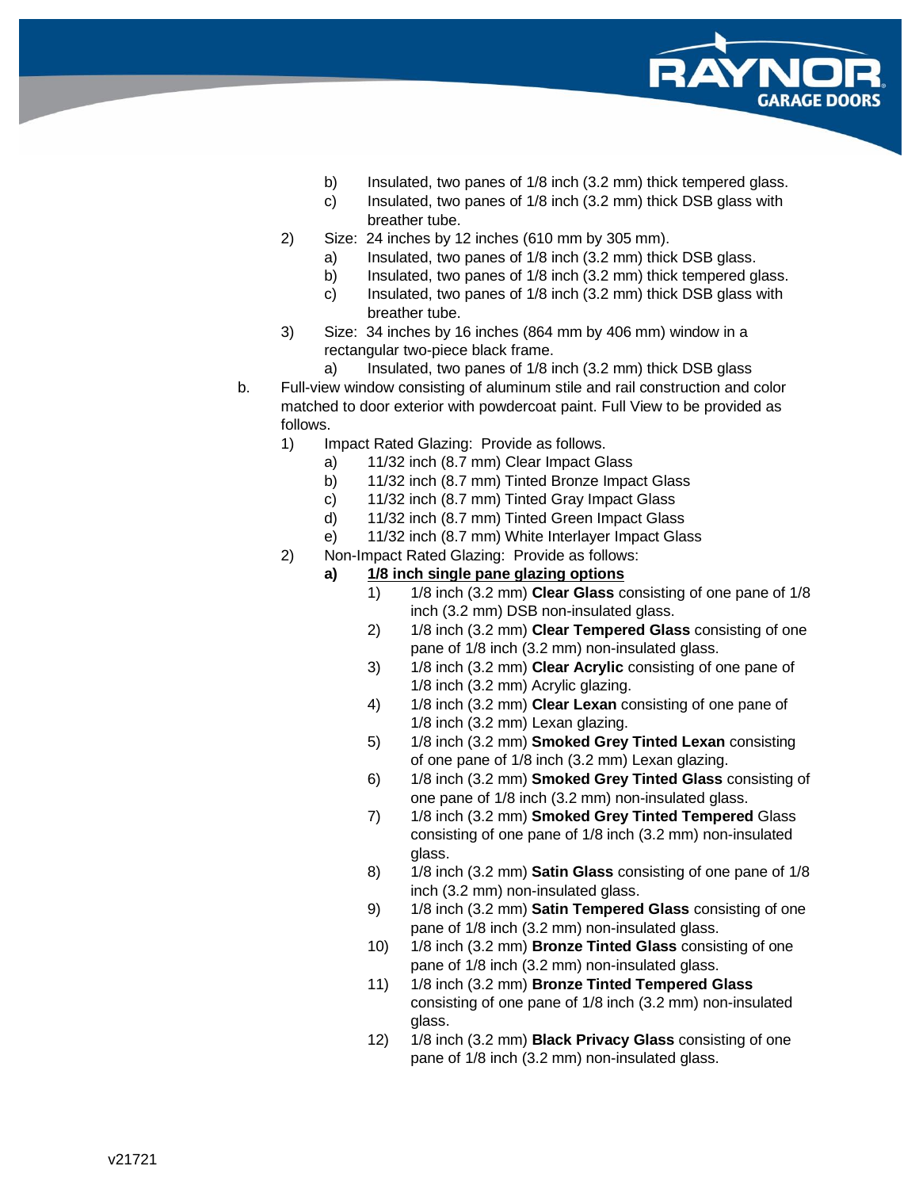b) Insulated, two panes of 1/8 inch (3.2 mm) thick tempered glass.

c) Insulated, two panes of 1/8 inch (3.2 mm) thick DSB glass with breather tube.

2) Size: 24 inches by 12 inches (610 mm by 305 mm).

   a) Insulated, two panes of 1/8 inch (3.2 mm) thick DSB glass.

   b) Insulated, two panes of 1/8 inch (3.2 mm) thick tempered glass.

   c) Insulated, two panes of 1/8 inch (3.2 mm) thick DSB glass with breather tube.

3) Size: 34 inches by 16 inches (864 mm by 406 mm) window in a rectangular two-piece black frame.

   a) Insulated, two panes of 1/8 inch (3.2 mm) thick DSB glass

b. Full-view window consisting of aluminum stile and rail construction and color matched to door exterior with powdercoat paint. Full View to be provided as follows.

   1) Impact Rated Glazing: Provide as follows.

      a) 11/32 inch (8.7 mm) Clear Impact Glass

      b) 11/32 inch (8.7 mm) Tinted Bronze Impact Glass

      c) 11/32 inch (8.7 mm) Tinted Gray Impact Glass

      d) 11/32 inch (8.7 mm) Tinted Green Impact Glass

      e) 11/32 inch (8.7 mm) White Interlayer Impact Glass

   2) Non-Impact Rated Glazing: Provide as follows:

      **a) <u>1/8 inch single pane glazing options</u>**

         1) 1/8 inch (3.2 mm) **Clear Glass** consisting of one pane of 1/8 inch (3.2 mm) DSB non-insulated glass.

         2) 1/8 inch (3.2 mm) **Clear Tempered Glass** consisting of one pane of 1/8 inch (3.2 mm) non-insulated glass.

         3) 1/8 inch (3.2 mm) **Clear Acrylic** consisting of one pane of 1/8 inch (3.2 mm) Acrylic glazing.

         4) 1/8 inch (3.2 mm) **Clear Lexan** consisting of one pane of 1/8 inch (3.2 mm) Lexan glazing.

         5) 1/8 inch (3.2 mm) **Smoked Grey Tinted Lexan** consisting of one pane of 1/8 inch (3.2 mm) Lexan glazing.

         6) 1/8 inch (3.2 mm) **Smoked Grey Tinted Glass** consisting of one pane of 1/8 inch (3.2 mm) non-insulated glass.

         7) 1/8 inch (3.2 mm) **Smoked Grey Tinted Tempered** Glass consisting of one pane of 1/8 inch (3.2 mm) non-insulated glass.

         8) 1/8 inch (3.2 mm) **Satin Glass** consisting of one pane of 1/8 inch (3.2 mm) non-insulated glass.

         9) 1/8 inch (3.2 mm) **Satin Tempered Glass** consisting of one pane of 1/8 inch (3.2 mm) non-insulated glass.

         10) 1/8 inch (3.2 mm) **Bronze Tinted Glass** consisting of one pane of 1/8 inch (3.2 mm) non-insulated glass.

         11) 1/8 inch (3.2 mm) **Bronze Tinted Tempered Glass** consisting of one pane of 1/8 inch (3.2 mm) non-insulated glass.

         12) 1/8 inch (3.2 mm) **Black Privacy Glass** consisting of one pane of 1/8 inch (3.2 mm) non-insulated glass.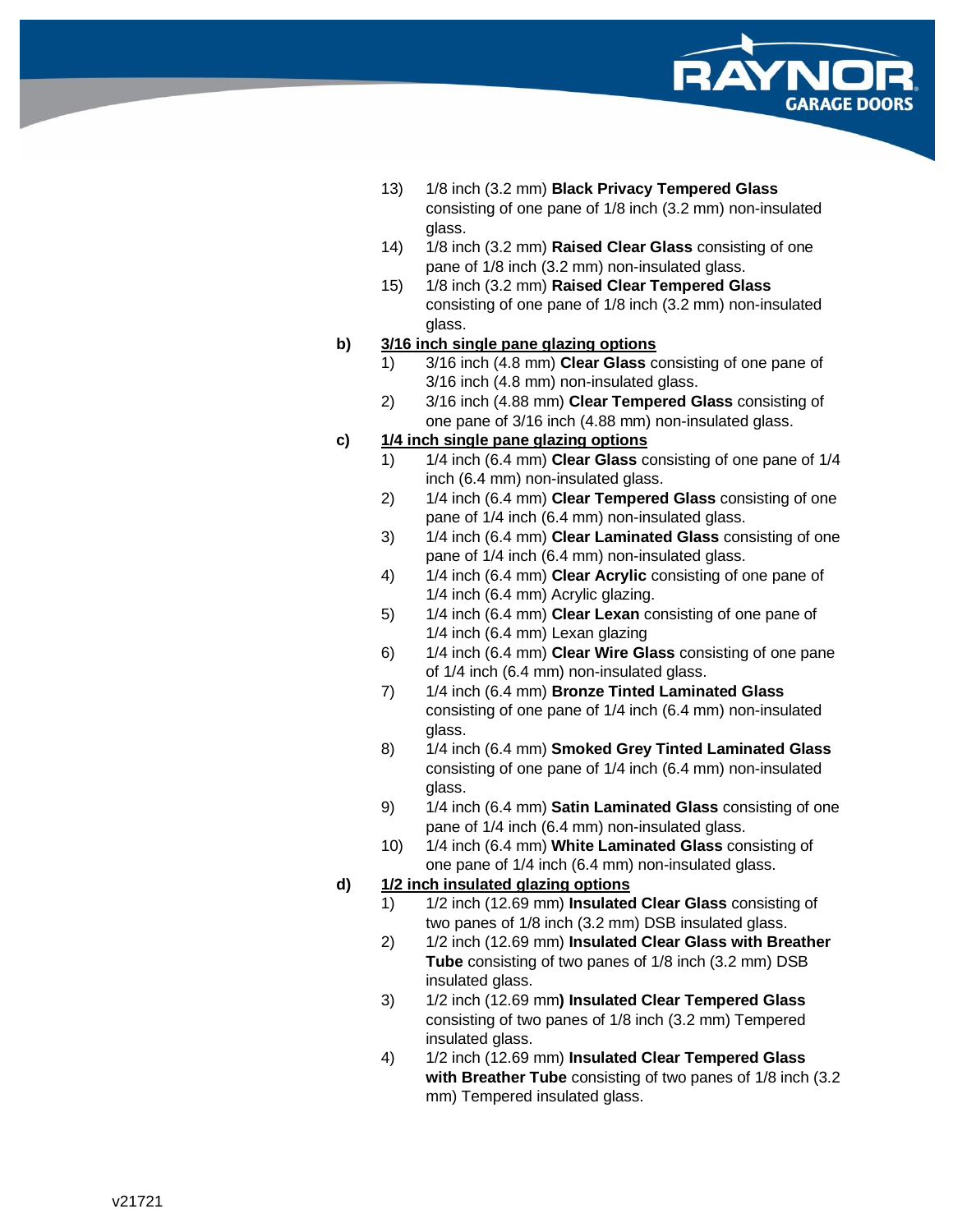13) 1/8 inch (3.2 mm) **Black Privacy Tempered Glass** consisting of one pane of 1/8 inch (3.2 mm) non-insulated glass.
14) 1/8 inch (3.2 mm) **Raised Clear Glass** consisting of one pane of 1/8 inch (3.2 mm) non-insulated glass.
15) 1/8 inch (3.2 mm) **Raised Clear Tempered Glass** consisting of one pane of 1/8 inch (3.2 mm) non-insulated glass.

**b)** **<u>3/16 inch single pane glazing options</u>**

1) 3/16 inch (4.8 mm) **Clear Glass** consisting of one pane of 3/16 inch (4.8 mm) non-insulated glass.
2) 3/16 inch (4.88 mm) **Clear Tempered Glass** consisting of one pane of 3/16 inch (4.88 mm) non-insulated glass.

**c)** **<u>1/4 inch single pane glazing options</u>**

1) 1/4 inch (6.4 mm) **Clear Glass** consisting of one pane of 1/4 inch (6.4 mm) non-insulated glass.
2) 1/4 inch (6.4 mm) **Clear Tempered Glass** consisting of one pane of 1/4 inch (6.4 mm) non-insulated glass.
3) 1/4 inch (6.4 mm) **Clear Laminated Glass** consisting of one pane of 1/4 inch (6.4 mm) non-insulated glass.
4) 1/4 inch (6.4 mm) **Clear Acrylic** consisting of one pane of 1/4 inch (6.4 mm) Acrylic glazing.
5) 1/4 inch (6.4 mm) **Clear Lexan** consisting of one pane of 1/4 inch (6.4 mm) Lexan glazing
6) 1/4 inch (6.4 mm) **Clear Wire Glass** consisting of one pane of 1/4 inch (6.4 mm) non-insulated glass.
7) 1/4 inch (6.4 mm) **Bronze Tinted Laminated Glass** consisting of one pane of 1/4 inch (6.4 mm) non-insulated glass.
8) 1/4 inch (6.4 mm) **Smoked Grey Tinted Laminated Glass** consisting of one pane of 1/4 inch (6.4 mm) non-insulated glass.
9) 1/4 inch (6.4 mm) **Satin Laminated Glass** consisting of one pane of 1/4 inch (6.4 mm) non-insulated glass.
10) 1/4 inch (6.4 mm) **White Laminated Glass** consisting of one pane of 1/4 inch (6.4 mm) non-insulated glass.

**d)** **<u>1/2 inch insulated glazing options</u>**

1) 1/2 inch (12.69 mm) **Insulated Clear Glass** consisting of two panes of 1/8 inch (3.2 mm) DSB insulated glass.
2) 1/2 inch (12.69 mm) **Insulated Clear Glass with Breather Tube** consisting of two panes of 1/8 inch (3.2 mm) DSB insulated glass.
3) 1/2 inch (12.69 mm**) Insulated Clear Tempered Glass** consisting of two panes of 1/8 inch (3.2 mm) Tempered insulated glass.
4) 1/2 inch (12.69 mm) **Insulated Clear Tempered Glass with Breather Tube** consisting of two panes of 1/8 inch (3.2 mm) Tempered insulated glass.

v21721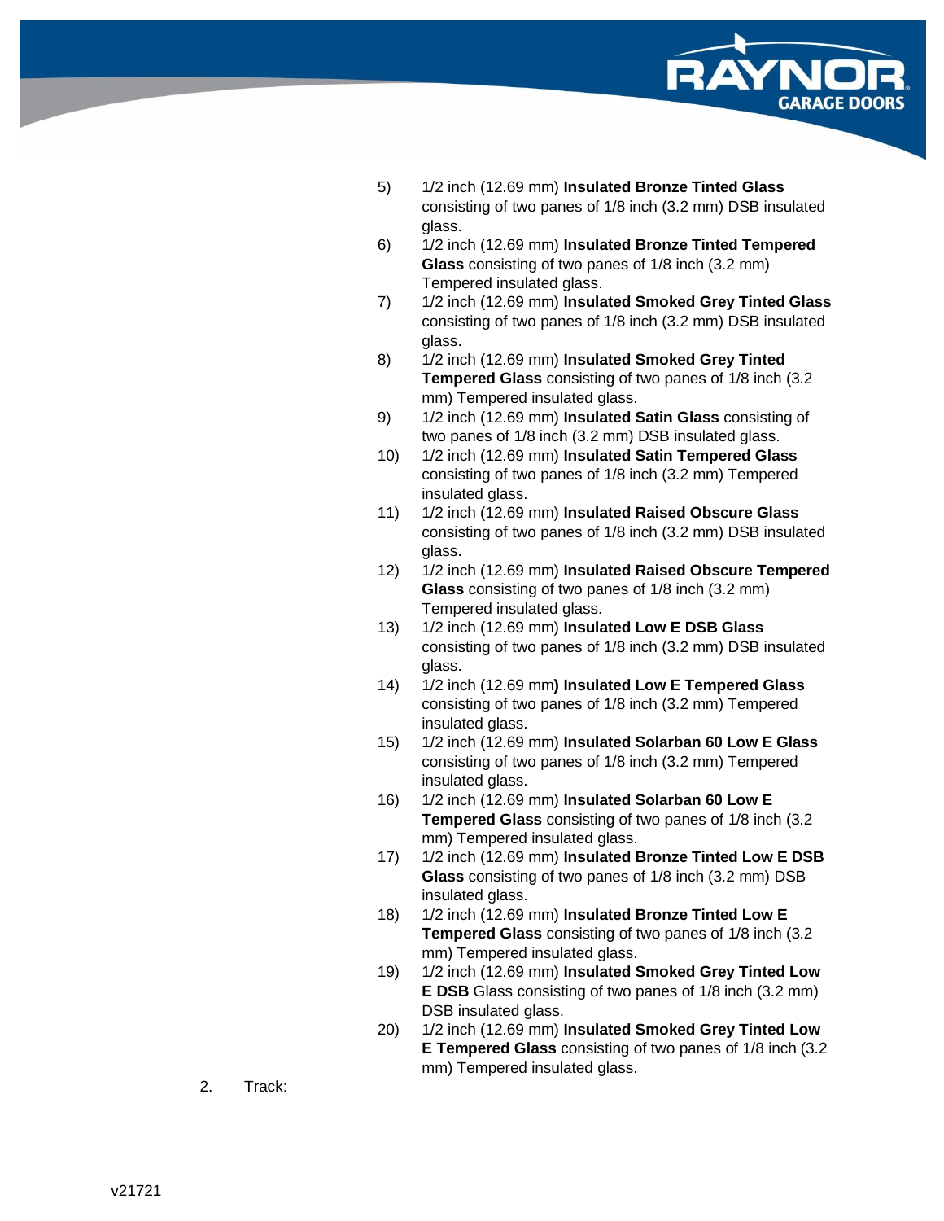5) 1/2 inch (12.69 mm) **Insulated Bronze Tinted Glass** consisting of two panes of 1/8 inch (3.2 mm) DSB insulated glass.
6) 1/2 inch (12.69 mm) **Insulated Bronze Tinted Tempered Glass** consisting of two panes of 1/8 inch (3.2 mm) Tempered insulated glass.
7) 1/2 inch (12.69 mm) **Insulated Smoked Grey Tinted Glass** consisting of two panes of 1/8 inch (3.2 mm) DSB insulated glass.
8) 1/2 inch (12.69 mm) **Insulated Smoked Grey Tinted Tempered Glass** consisting of two panes of 1/8 inch (3.2 mm) Tempered insulated glass.
9) 1/2 inch (12.69 mm) **Insulated Satin Glass** consisting of two panes of 1/8 inch (3.2 mm) DSB insulated glass.
10) 1/2 inch (12.69 mm) **Insulated Satin Tempered Glass** consisting of two panes of 1/8 inch (3.2 mm) Tempered insulated glass.
11) 1/2 inch (12.69 mm) **Insulated Raised Obscure Glass** consisting of two panes of 1/8 inch (3.2 mm) DSB insulated glass.
12) 1/2 inch (12.69 mm) **Insulated Raised Obscure Tempered Glass** consisting of two panes of 1/8 inch (3.2 mm) Tempered insulated glass.
13) 1/2 inch (12.69 mm) **Insulated Low E DSB Glass** consisting of two panes of 1/8 inch (3.2 mm) DSB insulated glass.
14) 1/2 inch (12.69 mm**) Insulated Low E Tempered Glass** consisting of two panes of 1/8 inch (3.2 mm) Tempered insulated glass.
15) 1/2 inch (12.69 mm) **Insulated Solarban 60 Low E Glass** consisting of two panes of 1/8 inch (3.2 mm) Tempered insulated glass.
16) 1/2 inch (12.69 mm) **Insulated Solarban 60 Low E Tempered Glass** consisting of two panes of 1/8 inch (3.2 mm) Tempered insulated glass.
17) 1/2 inch (12.69 mm) **Insulated Bronze Tinted Low E DSB Glass** consisting of two panes of 1/8 inch (3.2 mm) DSB insulated glass.
18) 1/2 inch (12.69 mm) **Insulated Bronze Tinted Low E Tempered Glass** consisting of two panes of 1/8 inch (3.2 mm) Tempered insulated glass.
19) 1/2 inch (12.69 mm) **Insulated Smoked Grey Tinted Low E DSB** Glass consisting of two panes of 1/8 inch (3.2 mm) DSB insulated glass.
20) 1/2 inch (12.69 mm) **Insulated Smoked Grey Tinted Low E Tempered Glass** consisting of two panes of 1/8 inch (3.2 mm) Tempered insulated glass.

2. Track: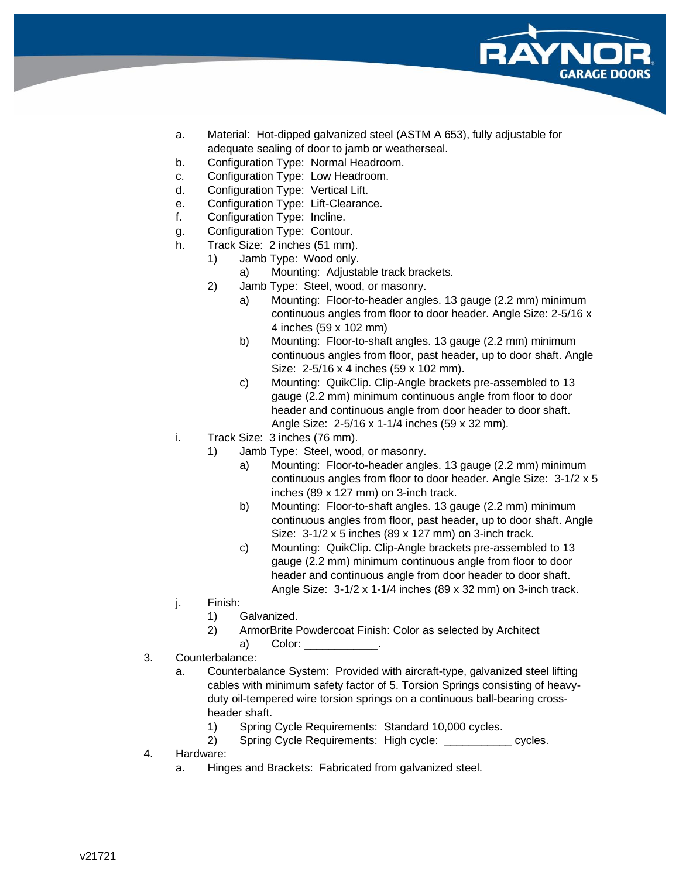a. Material: Hot-dipped galvanized steel (ASTM A 653), fully adjustable for adequate sealing of door to jamb or weatherseal.
b. Configuration Type: Normal Headroom.
c. Configuration Type: Low Headroom.
d. Configuration Type: Vertical Lift.
e. Configuration Type: Lift-Clearance.
f. Configuration Type: Incline.
g. Configuration Type: Contour.
h. Track Size: 2 inches (51 mm).
    1) Jamb Type: Wood only.
        a) Mounting: Adjustable track brackets.
    2) Jamb Type: Steel, wood, or masonry.
        a) Mounting: Floor-to-header angles. 13 gauge (2.2 mm) minimum continuous angles from floor to door header. Angle Size: 2-5/16 x 4 inches (59 x 102 mm)
        b) Mounting: Floor-to-shaft angles. 13 gauge (2.2 mm) minimum continuous angles from floor, past header, up to door shaft. Angle Size: 2-5/16 x 4 inches (59 x 102 mm).
        c) Mounting: QuikClip. Clip-Angle brackets pre-assembled to 13 gauge (2.2 mm) minimum continuous angle from floor to door header and continuous angle from door header to door shaft. Angle Size: 2-5/16 x 1-1/4 inches (59 x 32 mm).
i. Track Size: 3 inches (76 mm).
    1) Jamb Type: Steel, wood, or masonry.
        a) Mounting: Floor-to-header angles. 13 gauge (2.2 mm) minimum continuous angles from floor to door header. Angle Size: 3-1/2 x 5 inches (89 x 127 mm) on 3-inch track.
        b) Mounting: Floor-to-shaft angles. 13 gauge (2.2 mm) minimum continuous angles from floor, past header, up to door shaft. Angle Size: 3-1/2 x 5 inches (89 x 127 mm) on 3-inch track.
        c) Mounting: QuikClip. Clip-Angle brackets pre-assembled to 13 gauge (2.2 mm) minimum continuous angle from floor to door header and continuous angle from door header to door shaft. Angle Size: 3-1/2 x 1-1/4 inches (89 x 32 mm) on 3-inch track.
j. Finish:
    1) Galvanized.
    2) ArmorBrite Powdercoat Finish: Color as selected by Architect
        a) Color: ____________.

3. Counterbalance:
    a. Counterbalance System: Provided with aircraft-type, galvanized steel lifting cables with minimum safety factor of 5. Torsion Springs consisting of heavy-duty oil-tempered wire torsion springs on a continuous ball-bearing cross-header shaft.
        1) Spring Cycle Requirements: Standard 10,000 cycles.
        2) Spring Cycle Requirements: High cycle: ___________ cycles.
4. Hardware:
    a. Hinges and Brackets: Fabricated from galvanized steel.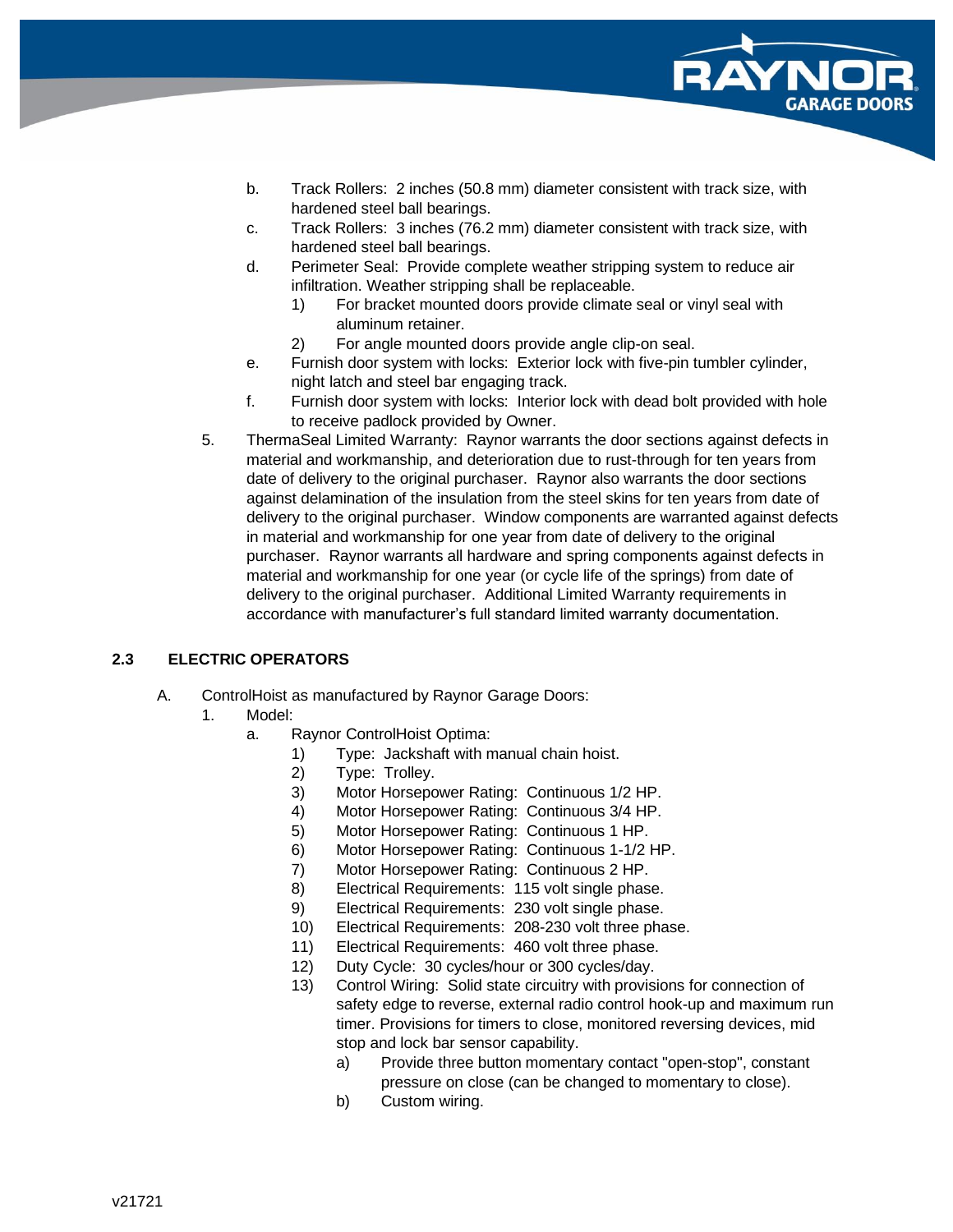b. Track Rollers: 2 inches (50.8 mm) diameter consistent with track size, with hardened steel ball bearings.

c. Track Rollers: 3 inches (76.2 mm) diameter consistent with track size, with hardened steel ball bearings.

d. Perimeter Seal: Provide complete weather stripping system to reduce air infiltration. Weather stripping shall be replaceable.
   1) For bracket mounted doors provide climate seal or vinyl seal with aluminum retainer.
   2) For angle mounted doors provide angle clip-on seal.

e. Furnish door system with locks: Exterior lock with five-pin tumbler cylinder, night latch and steel bar engaging track.

f. Furnish door system with locks: Interior lock with dead bolt provided with hole to receive padlock provided by Owner.

5. ThermaSeal Limited Warranty: Raynor warrants the door sections against defects in material and workmanship, and deterioration due to rust-through for ten years from date of delivery to the original purchaser. Raynor also warrants the door sections against delamination of the insulation from the steel skins for ten years from date of delivery to the original purchaser. Window components are warranted against defects in material and workmanship for one year from date of delivery to the original purchaser. Raynor warrants all hardware and spring components against defects in material and workmanship for one year (or cycle life of the springs) from date of delivery to the original purchaser. Additional Limited Warranty requirements in accordance with manufacturer's full standard limited warranty documentation.

## 2.3 ELECTRIC OPERATORS

A. ControlHoist as manufactured by Raynor Garage Doors:

1. Model:

   a. Raynor ControlHoist Optima:
      1) Type: Jackshaft with manual chain hoist.
      2) Type: Trolley.
      3) Motor Horsepower Rating: Continuous 1/2 HP.
      4) Motor Horsepower Rating: Continuous 3/4 HP.
      5) Motor Horsepower Rating: Continuous 1 HP.
      6) Motor Horsepower Rating: Continuous 1-1/2 HP.
      7) Motor Horsepower Rating: Continuous 2 HP.
      8) Electrical Requirements: 115 volt single phase.
      9) Electrical Requirements: 230 volt single phase.
      10) Electrical Requirements: 208-230 volt three phase.
      11) Electrical Requirements: 460 volt three phase.
      12) Duty Cycle: 30 cycles/hour or 300 cycles/day.
      13) Control Wiring: Solid state circuitry with provisions for connection of safety edge to reverse, external radio control hook-up and maximum run timer. Provisions for timers to close, monitored reversing devices, mid stop and lock bar sensor capability.
          a) Provide three button momentary contact "open-stop", constant pressure on close (can be changed to momentary to close).
          b) Custom wiring.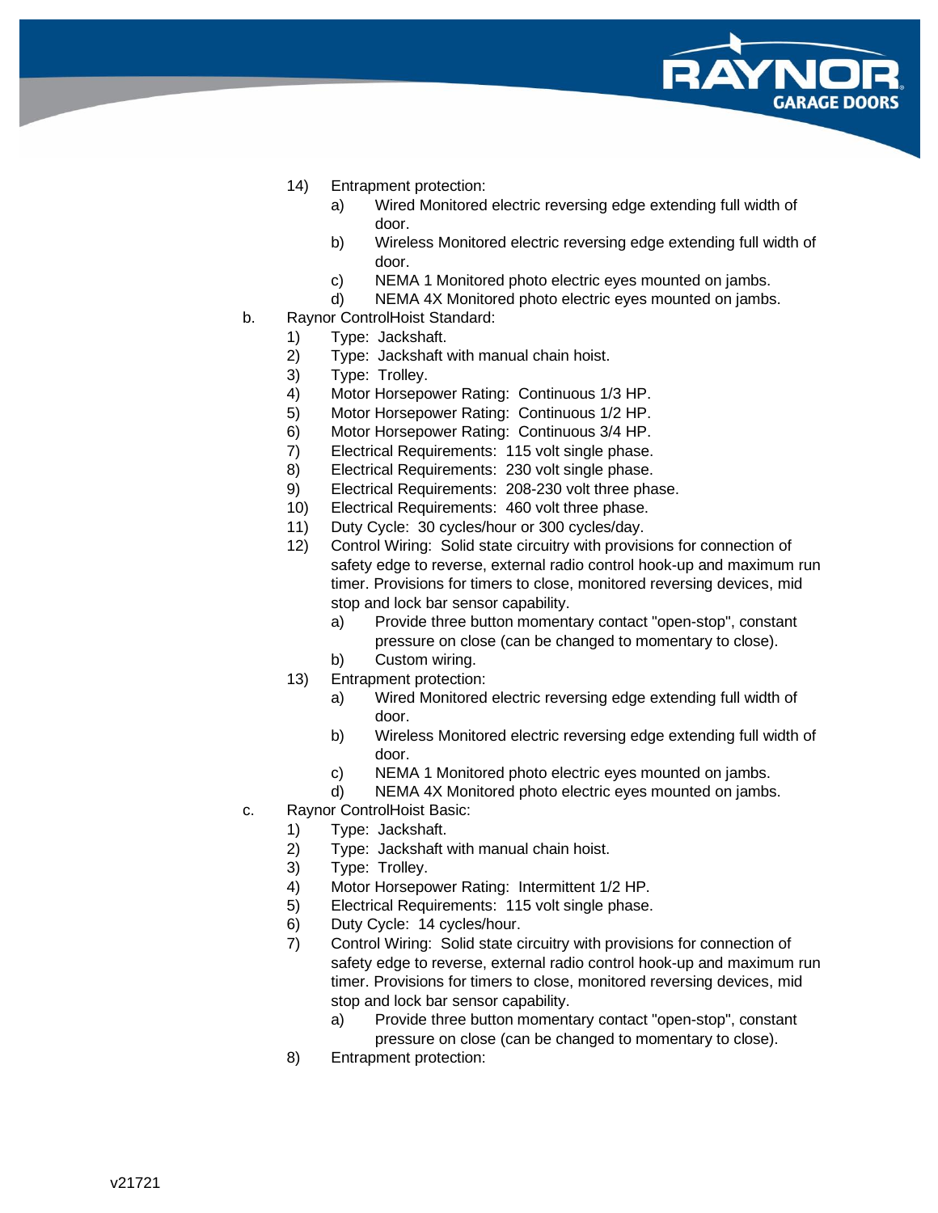14) Entrapment protection:
    a) Wired Monitored electric reversing edge extending full width of door.
    b) Wireless Monitored electric reversing edge extending full width of door.
    c) NEMA 1 Monitored photo electric eyes mounted on jambs.
    d) NEMA 4X Monitored photo electric eyes mounted on jambs.

b. Raynor ControlHoist Standard:
   1) Type: Jackshaft.
   2) Type: Jackshaft with manual chain hoist.
   3) Type: Trolley.
   4) Motor Horsepower Rating: Continuous 1/3 HP.
   5) Motor Horsepower Rating: Continuous 1/2 HP.
   6) Motor Horsepower Rating: Continuous 3/4 HP.
   7) Electrical Requirements: 115 volt single phase.
   8) Electrical Requirements: 230 volt single phase.
   9) Electrical Requirements: 208-230 volt three phase.
   10) Electrical Requirements: 460 volt three phase.
   11) Duty Cycle: 30 cycles/hour or 300 cycles/day.
   12) Control Wiring: Solid state circuitry with provisions for connection of safety edge to reverse, external radio control hook-up and maximum run timer. Provisions for timers to close, monitored reversing devices, mid stop and lock bar sensor capability.
       a) Provide three button momentary contact "open-stop", constant pressure on close (can be changed to momentary to close).
       b) Custom wiring.
   13) Entrapment protection:
       a) Wired Monitored electric reversing edge extending full width of door.
       b) Wireless Monitored electric reversing edge extending full width of door.
       c) NEMA 1 Monitored photo electric eyes mounted on jambs.
       d) NEMA 4X Monitored photo electric eyes mounted on jambs.

c. Raynor ControlHoist Basic:
   1) Type: Jackshaft.
   2) Type: Jackshaft with manual chain hoist.
   3) Type: Trolley.
   4) Motor Horsepower Rating: Intermittent 1/2 HP.
   5) Electrical Requirements: 115 volt single phase.
   6) Duty Cycle: 14 cycles/hour.
   7) Control Wiring: Solid state circuitry with provisions for connection of safety edge to reverse, external radio control hook-up and maximum run timer. Provisions for timers to close, monitored reversing devices, mid stop and lock bar sensor capability.
       a) Provide three button momentary contact "open-stop", constant pressure on close (can be changed to momentary to close).
   8) Entrapment protection: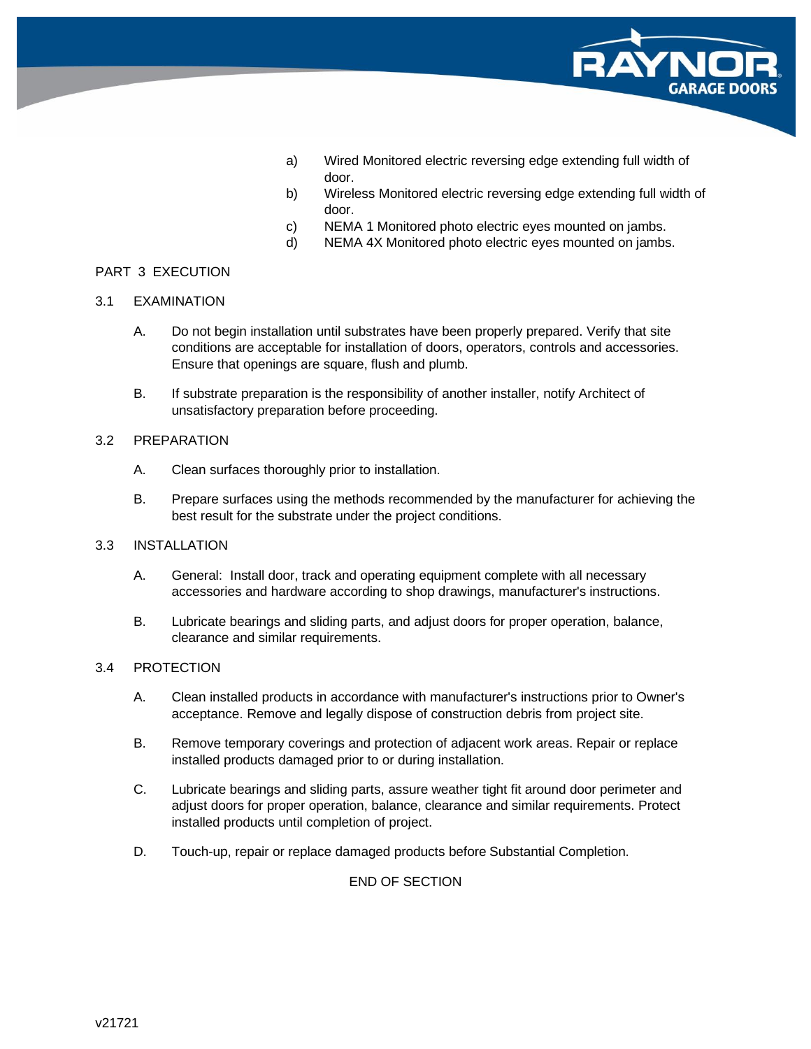a) Wired Monitored electric reversing edge extending full width of door.
b) Wireless Monitored electric reversing edge extending full width of door.
c) NEMA 1 Monitored photo electric eyes mounted on jambs.
d) NEMA 4X Monitored photo electric eyes mounted on jambs.

## PART 3 EXECUTION

### 3.1 EXAMINATION

A. Do not begin installation until substrates have been properly prepared. Verify that site conditions are acceptable for installation of doors, operators, controls and accessories. Ensure that openings are square, flush and plumb.

B. If substrate preparation is the responsibility of another installer, notify Architect of unsatisfactory preparation before proceeding.

### 3.2 PREPARATION

A. Clean surfaces thoroughly prior to installation.

B. Prepare surfaces using the methods recommended by the manufacturer for achieving the best result for the substrate under the project conditions.

### 3.3 INSTALLATION

A. General: Install door, track and operating equipment complete with all necessary accessories and hardware according to shop drawings, manufacturer's instructions.

B. Lubricate bearings and sliding parts, and adjust doors for proper operation, balance, clearance and similar requirements.

### 3.4 PROTECTION

A. Clean installed products in accordance with manufacturer's instructions prior to Owner's acceptance. Remove and legally dispose of construction debris from project site.

B. Remove temporary coverings and protection of adjacent work areas. Repair or replace installed products damaged prior to or during installation.

C. Lubricate bearings and sliding parts, assure weather tight fit around door perimeter and adjust doors for proper operation, balance, clearance and similar requirements. Protect installed products until completion of project.

D. Touch-up, repair or replace damaged products before Substantial Completion.

END OF SECTION